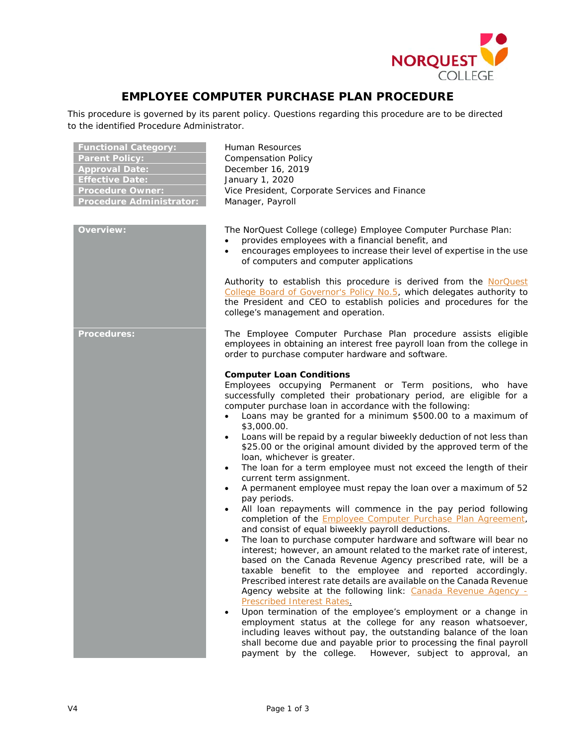# EMPLOYEE COMPUTER PURCHASE PLAN PROCEDURE

This procedure is governed by its parent policy. Questions regarding this procedure are to be directed to the identified Procedure Administrator.

| | |
|---|---|
| **Functional Category:** | Human Resources |
| **Parent Policy:** | Compensation Policy |
| **Approval Date:** | December 16, 2019 |
| **Effective Date:** | January 1, 2020 |
| **Procedure Owner:** | Vice President, Corporate Services and Finance |
| **Procedure Administrator:** | Manager, Payroll |

**Overview:**

The NorQuest College (college) Employee Computer Purchase Plan:

- provides employees with a financial benefit, and
- encourages employees to increase their level of expertise in the use of computers and computer applications

Authority to establish this procedure is derived from the NorQuest College Board of Governor's Policy No.5, which delegates authority to the President and CEO to establish policies and procedures for the college's management and operation.

**Procedures:**

The Employee Computer Purchase Plan procedure assists eligible employees in obtaining an interest free payroll loan from the college in order to purchase computer hardware and software.

**Computer Loan Conditions**

Employees occupying Permanent or Term positions, who have successfully completed their probationary period, are eligible for a computer purchase loan in accordance with the following:

- Loans may be granted for a minimum $500.00 to a maximum of $3,000.00.
- Loans will be repaid by a regular biweekly deduction of not less than $25.00 or the original amount divided by the approved term of the loan, whichever is greater.
- The loan for a term employee must not exceed the length of their current term assignment.
- A permanent employee must repay the loan over a maximum of 52 pay periods.
- All loan repayments will commence in the pay period following completion of the Employee Computer Purchase Plan Agreement, and consist of equal biweekly payroll deductions.
- The loan to purchase computer hardware and software will bear no interest; however, an amount related to the market rate of interest, based on the Canada Revenue Agency prescribed rate, will be a taxable benefit to the employee and reported accordingly. Prescribed interest rate details are available on the Canada Revenue Agency website at the following link: Canada Revenue Agency - Prescribed Interest Rates.
- Upon termination of the employee's employment or a change in employment status at the college for any reason whatsoever, including leaves without pay, the outstanding balance of the loan shall become due and payable prior to processing the final payroll payment by the college. However, subject to approval, an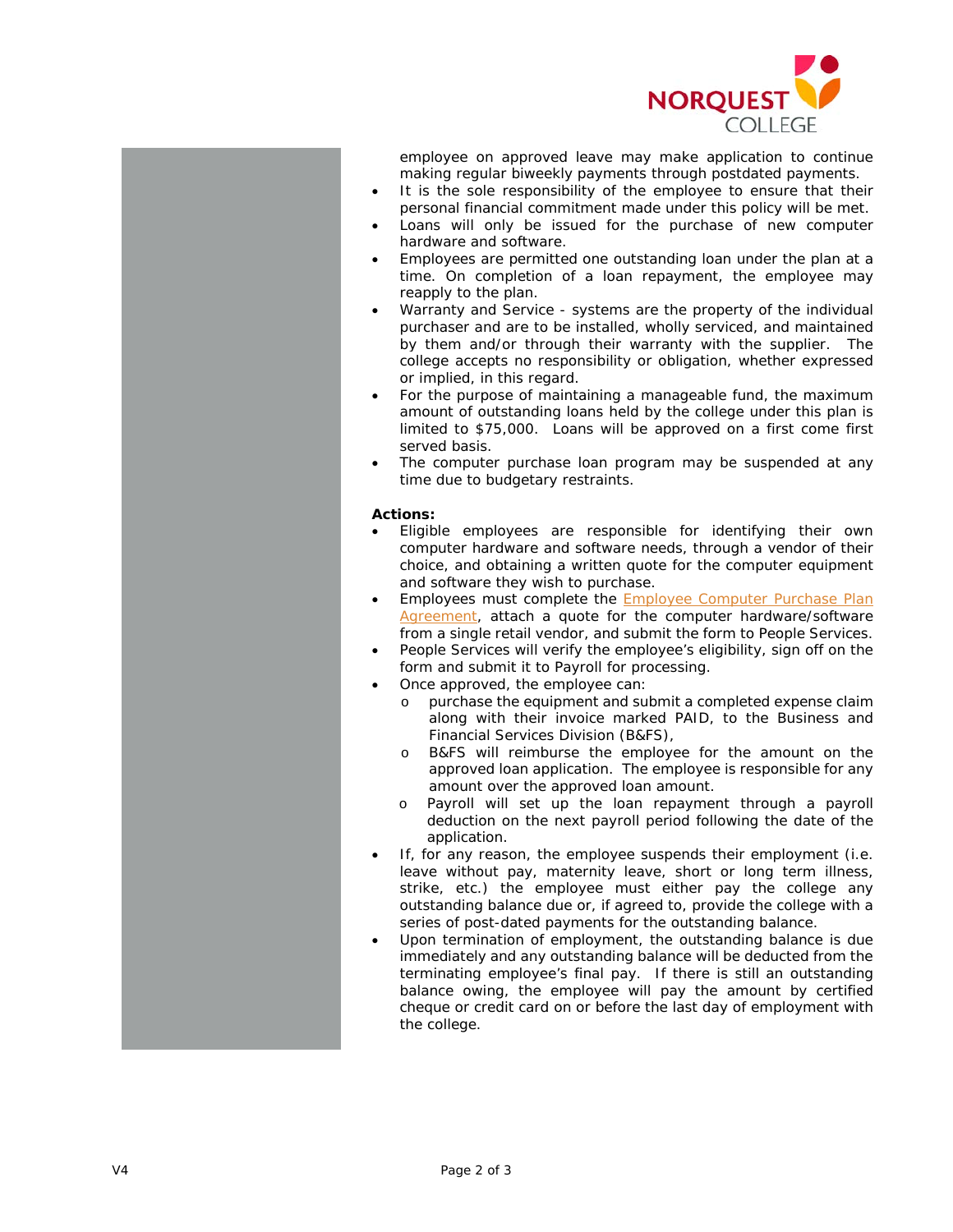employee on approved leave may make application to continue making regular biweekly payments through postdated payments.

- It is the sole responsibility of the employee to ensure that their personal financial commitment made under this policy will be met.
- Loans will only be issued for the purchase of new computer hardware and software.
- Employees are permitted one outstanding loan under the plan at a time. On completion of a loan repayment, the employee may reapply to the plan.
- Warranty and Service - systems are the property of the individual purchaser and are to be installed, wholly serviced, and maintained by them and/or through their warranty with the supplier. The college accepts no responsibility or obligation, whether expressed or implied, in this regard.
- For the purpose of maintaining a manageable fund, the maximum amount of outstanding loans held by the college under this plan is limited to $75,000. Loans will be approved on a first come first served basis.
- The computer purchase loan program may be suspended at any time due to budgetary restraints.

**Actions:**

- Eligible employees are responsible for identifying their own computer hardware and software needs, through a vendor of their choice, and obtaining a written quote for the computer equipment and software they wish to purchase.
- Employees must complete the Employee Computer Purchase Plan Agreement, attach a quote for the computer hardware/software from a single retail vendor, and submit the form to People Services.
- People Services will verify the employee's eligibility, sign off on the form and submit it to Payroll for processing.
- Once approved, the employee can:
  - purchase the equipment and submit a completed expense claim along with their invoice marked PAID, to the Business and Financial Services Division (B&FS),
  - B&FS will reimburse the employee for the amount on the approved loan application. The employee is responsible for any amount over the approved loan amount.
  - Payroll will set up the loan repayment through a payroll deduction on the next payroll period following the date of the application.
- If, for any reason, the employee suspends their employment (i.e. leave without pay, maternity leave, short or long term illness, strike, etc.) the employee must either pay the college any outstanding balance due or, if agreed to, provide the college with a series of post-dated payments for the outstanding balance.
- Upon termination of employment, the outstanding balance is due immediately and any outstanding balance will be deducted from the terminating employee's final pay. If there is still an outstanding balance owing, the employee will pay the amount by certified cheque or credit card on or before the last day of employment with the college.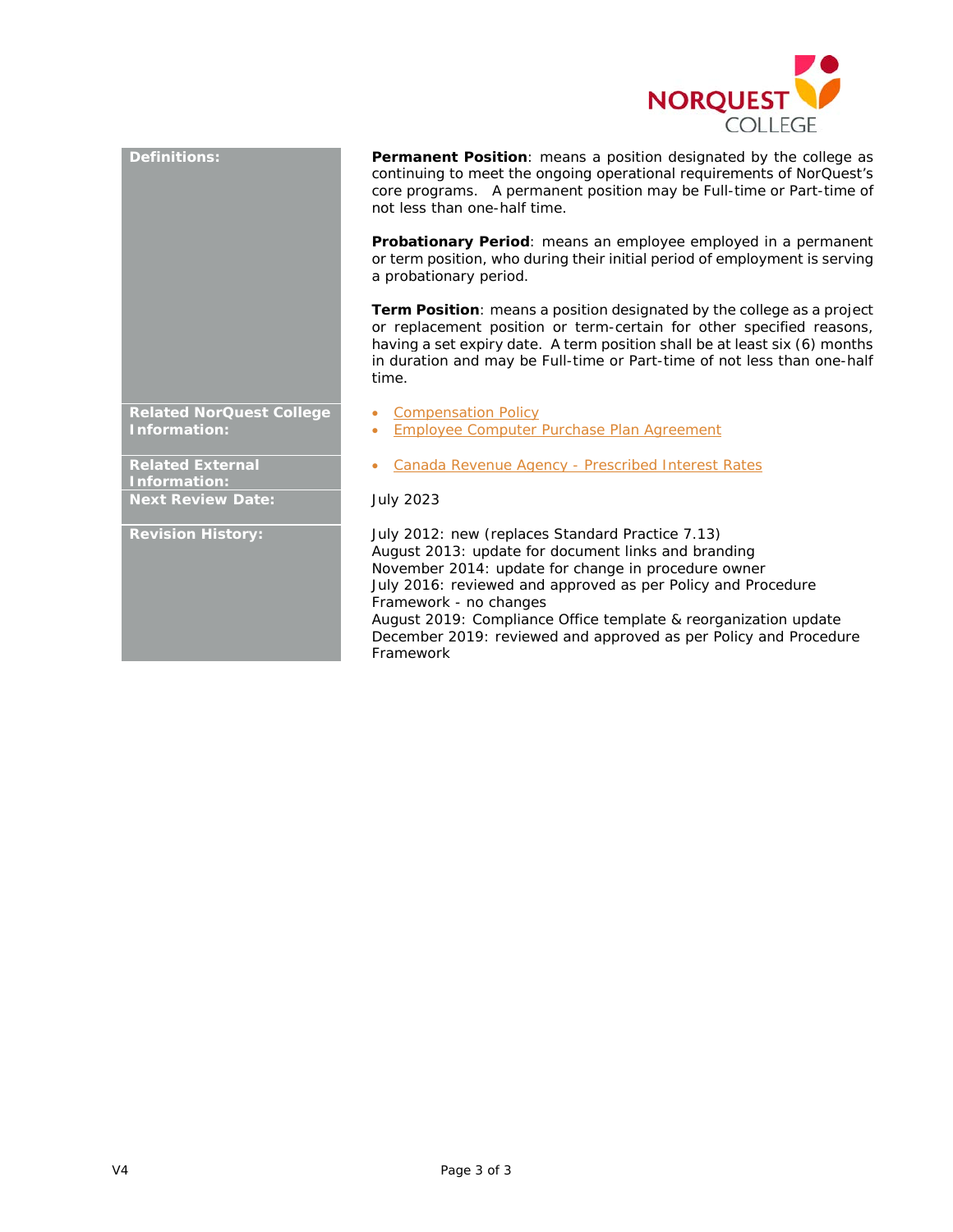| | |
|---|---|
| **Definitions:** | **Permanent Position**: means a position designated by the college as continuing to meet the ongoing operational requirements of NorQuest's core programs. A permanent position may be Full-time or Part-time of not less than one-half time.<br><br>**Probationary Period**: means an employee employed in a permanent or term position, who during their initial period of employment is serving a probationary period.<br><br>**Term Position**: means a position designated by the college as a project or replacement position or term-certain for other specified reasons, having a set expiry date. A term position shall be at least six (6) months in duration and may be Full-time or Part-time of not less than one-half time. |
| **Related NorQuest College Information:** | • Compensation Policy<br>• Employee Computer Purchase Plan Agreement |
| **Related External Information:** | • Canada Revenue Agency - Prescribed Interest Rates |
| **Next Review Date:** | July 2023 |
| **Revision History:** | July 2012: new (replaces Standard Practice 7.13)<br>August 2013: update for document links and branding<br>November 2014: update for change in procedure owner<br>July 2016: reviewed and approved as per Policy and Procedure Framework - no changes<br>August 2019: Compliance Office template & reorganization update<br>December 2019: reviewed and approved as per Policy and Procedure Framework |

V4